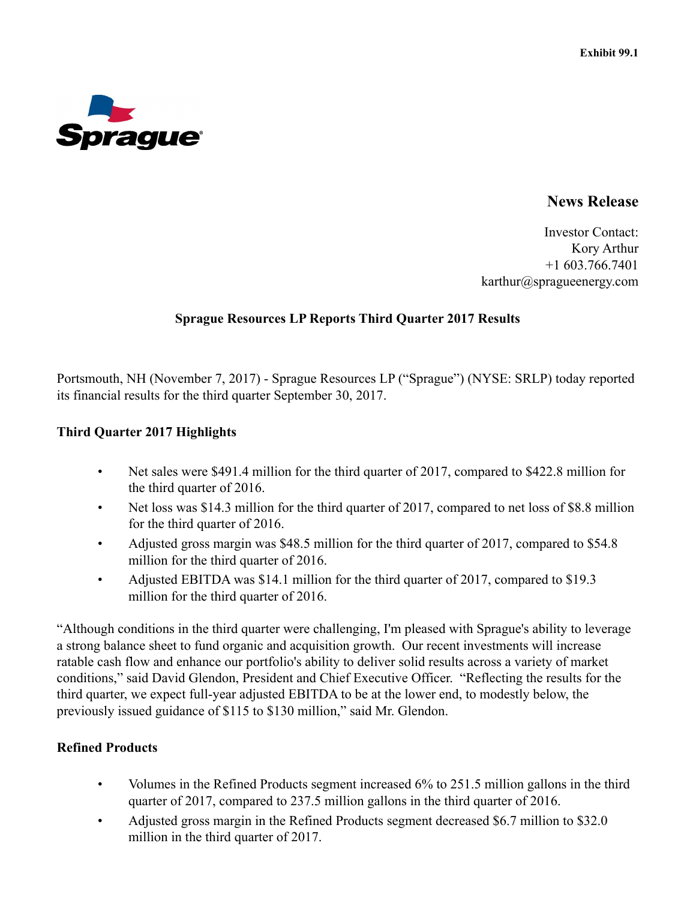Exhibit 99.1

Sprague

# News Release

Investor Contact:
Kory Arthur
+1 603.766.7401
karthur@spragueenergy.com

## Sprague Resources LP Reports Third Quarter 2017 Results

Portsmouth, NH (November 7, 2017) - Sprague Resources LP ("Sprague") (NYSE: SRLP) today reported its financial results for the third quarter September 30, 2017.

### Third Quarter 2017 Highlights

- Net sales were $491.4 million for the third quarter of 2017, compared to $422.8 million for the third quarter of 2016.
- Net loss was $14.3 million for the third quarter of 2017, compared to net loss of $8.8 million for the third quarter of 2016.
- Adjusted gross margin was $48.5 million for the third quarter of 2017, compared to $54.8 million for the third quarter of 2016.
- Adjusted EBITDA was $14.1 million for the third quarter of 2017, compared to $19.3 million for the third quarter of 2016.

"Although conditions in the third quarter were challenging, I'm pleased with Sprague's ability to leverage a strong balance sheet to fund organic and acquisition growth. Our recent investments will increase ratable cash flow and enhance our portfolio's ability to deliver solid results across a variety of market conditions," said David Glendon, President and Chief Executive Officer. "Reflecting the results for the third quarter, we expect full-year adjusted EBITDA to be at the lower end, to modestly below, the previously issued guidance of $115 to $130 million," said Mr. Glendon.

### Refined Products

- Volumes in the Refined Products segment increased 6% to 251.5 million gallons in the third quarter of 2017, compared to 237.5 million gallons in the third quarter of 2016.
- Adjusted gross margin in the Refined Products segment decreased $6.7 million to $32.0 million in the third quarter of 2017.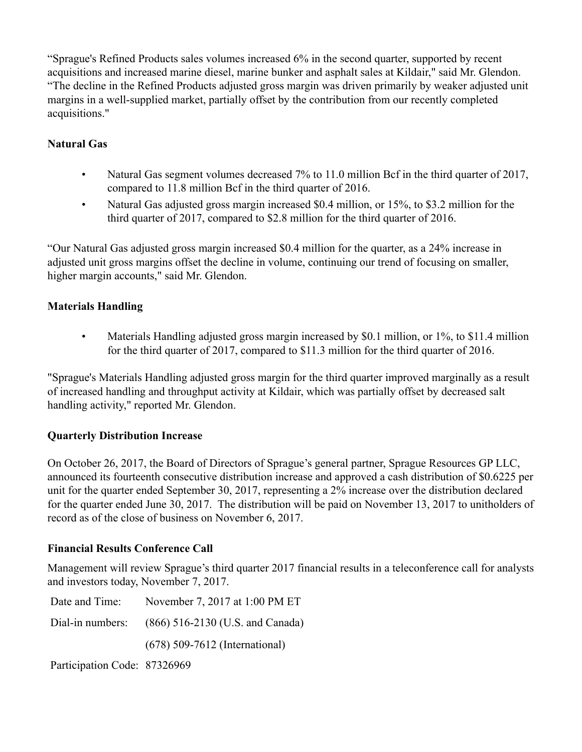"Sprague's Refined Products sales volumes increased 6% in the second quarter, supported by recent acquisitions and increased marine diesel, marine bunker and asphalt sales at Kildair," said Mr. Glendon. "The decline in the Refined Products adjusted gross margin was driven primarily by weaker adjusted unit margins in a well-supplied market, partially offset by the contribution from our recently completed acquisitions."

**Natural Gas**

- Natural Gas segment volumes decreased 7% to 11.0 million Bcf in the third quarter of 2017, compared to 11.8 million Bcf in the third quarter of 2016.
- Natural Gas adjusted gross margin increased $0.4 million, or 15%, to $3.2 million for the third quarter of 2017, compared to $2.8 million for the third quarter of 2016.

"Our Natural Gas adjusted gross margin increased $0.4 million for the quarter, as a 24% increase in adjusted unit gross margins offset the decline in volume, continuing our trend of focusing on smaller, higher margin accounts," said Mr. Glendon.

**Materials Handling**

- Materials Handling adjusted gross margin increased by $0.1 million, or 1%, to $11.4 million for the third quarter of 2017, compared to $11.3 million for the third quarter of 2016.

"Sprague's Materials Handling adjusted gross margin for the third quarter improved marginally as a result of increased handling and throughput activity at Kildair, which was partially offset by decreased salt handling activity," reported Mr. Glendon.

**Quarterly Distribution Increase**

On October 26, 2017, the Board of Directors of Sprague's general partner, Sprague Resources GP LLC, announced its fourteenth consecutive distribution increase and approved a cash distribution of $0.6225 per unit for the quarter ended September 30, 2017, representing a 2% increase over the distribution declared for the quarter ended June 30, 2017. The distribution will be paid on November 13, 2017 to unitholders of record as of the close of business on November 6, 2017.

**Financial Results Conference Call**

Management will review Sprague's third quarter 2017 financial results in a teleconference call for analysts and investors today, November 7, 2017.

| | |
|---|---|
| Date and Time: | November 7, 2017 at 1:00 PM ET |
| Dial-in numbers: | (866) 516-2130 (U.S. and Canada) |
| | (678) 509-7612 (International) |
| Participation Code: | 87326969 |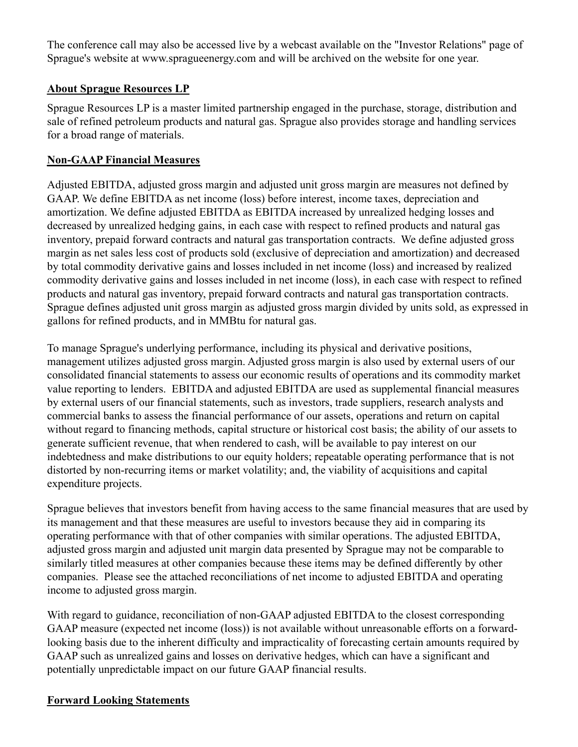The conference call may also be accessed live by a webcast available on the "Investor Relations" page of Sprague's website at www.spragueenergy.com and will be archived on the website for one year.

**About Sprague Resources LP**

Sprague Resources LP is a master limited partnership engaged in the purchase, storage, distribution and sale of refined petroleum products and natural gas. Sprague also provides storage and handling services for a broad range of materials.

**Non-GAAP Financial Measures**

Adjusted EBITDA, adjusted gross margin and adjusted unit gross margin are measures not defined by GAAP. We define EBITDA as net income (loss) before interest, income taxes, depreciation and amortization. We define adjusted EBITDA as EBITDA increased by unrealized hedging losses and decreased by unrealized hedging gains, in each case with respect to refined products and natural gas inventory, prepaid forward contracts and natural gas transportation contracts. We define adjusted gross margin as net sales less cost of products sold (exclusive of depreciation and amortization) and decreased by total commodity derivative gains and losses included in net income (loss) and increased by realized commodity derivative gains and losses included in net income (loss), in each case with respect to refined products and natural gas inventory, prepaid forward contracts and natural gas transportation contracts. Sprague defines adjusted unit gross margin as adjusted gross margin divided by units sold, as expressed in gallons for refined products, and in MMBtu for natural gas.

To manage Sprague's underlying performance, including its physical and derivative positions, management utilizes adjusted gross margin. Adjusted gross margin is also used by external users of our consolidated financial statements to assess our economic results of operations and its commodity market value reporting to lenders. EBITDA and adjusted EBITDA are used as supplemental financial measures by external users of our financial statements, such as investors, trade suppliers, research analysts and commercial banks to assess the financial performance of our assets, operations and return on capital without regard to financing methods, capital structure or historical cost basis; the ability of our assets to generate sufficient revenue, that when rendered to cash, will be available to pay interest on our indebtedness and make distributions to our equity holders; repeatable operating performance that is not distorted by non-recurring items or market volatility; and, the viability of acquisitions and capital expenditure projects.

Sprague believes that investors benefit from having access to the same financial measures that are used by its management and that these measures are useful to investors because they aid in comparing its operating performance with that of other companies with similar operations. The adjusted EBITDA, adjusted gross margin and adjusted unit margin data presented by Sprague may not be comparable to similarly titled measures at other companies because these items may be defined differently by other companies. Please see the attached reconciliations of net income to adjusted EBITDA and operating income to adjusted gross margin.

With regard to guidance, reconciliation of non-GAAP adjusted EBITDA to the closest corresponding GAAP measure (expected net income (loss)) is not available without unreasonable efforts on a forward-looking basis due to the inherent difficulty and impracticality of forecasting certain amounts required by GAAP such as unrealized gains and losses on derivative hedges, which can have a significant and potentially unpredictable impact on our future GAAP financial results.

**Forward Looking Statements**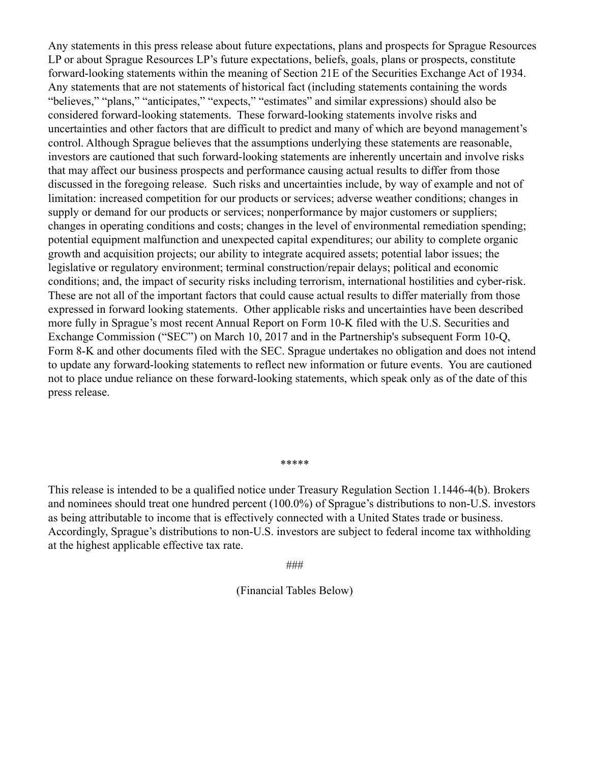Any statements in this press release about future expectations, plans and prospects for Sprague Resources LP or about Sprague Resources LP's future expectations, beliefs, goals, plans or prospects, constitute forward-looking statements within the meaning of Section 21E of the Securities Exchange Act of 1934. Any statements that are not statements of historical fact (including statements containing the words "believes," "plans," "anticipates," "expects," "estimates" and similar expressions) should also be considered forward-looking statements. These forward-looking statements involve risks and uncertainties and other factors that are difficult to predict and many of which are beyond management's control. Although Sprague believes that the assumptions underlying these statements are reasonable, investors are cautioned that such forward-looking statements are inherently uncertain and involve risks that may affect our business prospects and performance causing actual results to differ from those discussed in the foregoing release. Such risks and uncertainties include, by way of example and not of limitation: increased competition for our products or services; adverse weather conditions; changes in supply or demand for our products or services; nonperformance by major customers or suppliers; changes in operating conditions and costs; changes in the level of environmental remediation spending; potential equipment malfunction and unexpected capital expenditures; our ability to complete organic growth and acquisition projects; our ability to integrate acquired assets; potential labor issues; the legislative or regulatory environment; terminal construction/repair delays; political and economic conditions; and, the impact of security risks including terrorism, international hostilities and cyber-risk. These are not all of the important factors that could cause actual results to differ materially from those expressed in forward looking statements. Other applicable risks and uncertainties have been described more fully in Sprague's most recent Annual Report on Form 10-K filed with the U.S. Securities and Exchange Commission ("SEC") on March 10, 2017 and in the Partnership's subsequent Form 10-Q, Form 8-K and other documents filed with the SEC. Sprague undertakes no obligation and does not intend to update any forward-looking statements to reflect new information or future events. You are cautioned not to place undue reliance on these forward-looking statements, which speak only as of the date of this press release.

*****

This release is intended to be a qualified notice under Treasury Regulation Section 1.1446-4(b). Brokers and nominees should treat one hundred percent (100.0%) of Sprague's distributions to non-U.S. investors as being attributable to income that is effectively connected with a United States trade or business. Accordingly, Sprague's distributions to non-U.S. investors are subject to federal income tax withholding at the highest applicable effective tax rate.

###

(Financial Tables Below)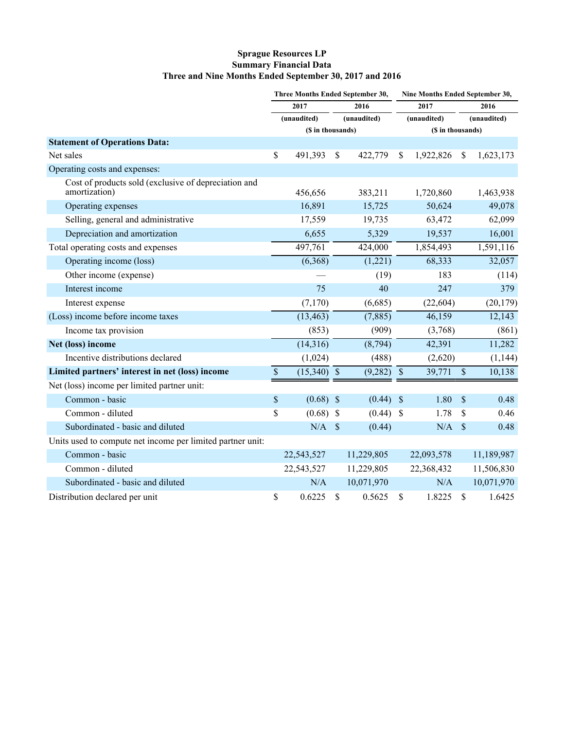# Sprague Resources LP
## Summary Financial Data
### Three and Nine Months Ended September 30, 2017 and 2016

| | Three Months Ended September 30, | | Nine Months Ended September 30, | |
|---|---|---|---|---|
| | 2017 | 2016 | 2017 | 2016 |
| | (unaudited) | (unaudited) | (unaudited) | (unaudited) |
| | ($ in thousands) | | ($ in thousands) | |
| **Statement of Operations Data:** | | | | |
| Net sales | $ 491,393 | $ 422,779 | $ 1,922,826 | $ 1,623,173 |
| Operating costs and expenses: | | | | |
| Cost of products sold (exclusive of depreciation and amortization) | 456,656 | 383,211 | 1,720,860 | 1,463,938 |
| Operating expenses | 16,891 | 15,725 | 50,624 | 49,078 |
| Selling, general and administrative | 17,559 | 19,735 | 63,472 | 62,099 |
| Depreciation and amortization | 6,655 | 5,329 | 19,537 | 16,001 |
| Total operating costs and expenses | 497,761 | 424,000 | 1,854,493 | 1,591,116 |
| Operating income (loss) | (6,368) | (1,221) | 68,333 | 32,057 |
| Other income (expense) | — | (19) | 183 | (114) |
| Interest income | 75 | 40 | 247 | 379 |
| Interest expense | (7,170) | (6,685) | (22,604) | (20,179) |
| (Loss) income before income taxes | (13,463) | (7,885) | 46,159 | 12,143 |
| Income tax provision | (853) | (909) | (3,768) | (861) |
| **Net (loss) income** | (14,316) | (8,794) | 42,391 | 11,282 |
| Incentive distributions declared | (1,024) | (488) | (2,620) | (1,144) |
| **Limited partners' interest in net (loss) income** | $ (15,340) | $ (9,282) | $ 39,771 | $ 10,138 |
| Net (loss) income per limited partner unit: | | | | |
| Common - basic | $ (0.68) | $ (0.44) | $ 1.80 | $ 0.48 |
| Common - diluted | $ (0.68) | $ (0.44) | $ 1.78 | $ 0.46 |
| Subordinated - basic and diluted | N/A | $ (0.44) | N/A | $ 0.48 |
| Units used to compute net income per limited partner unit: | | | | |
| Common - basic | 22,543,527 | 11,229,805 | 22,093,578 | 11,189,987 |
| Common - diluted | 22,543,527 | 11,229,805 | 22,368,432 | 11,506,830 |
| Subordinated - basic and diluted | N/A | 10,071,970 | N/A | 10,071,970 |
| Distribution declared per unit | $ 0.6225 | $ 0.5625 | $ 1.8225 | $ 1.6425 |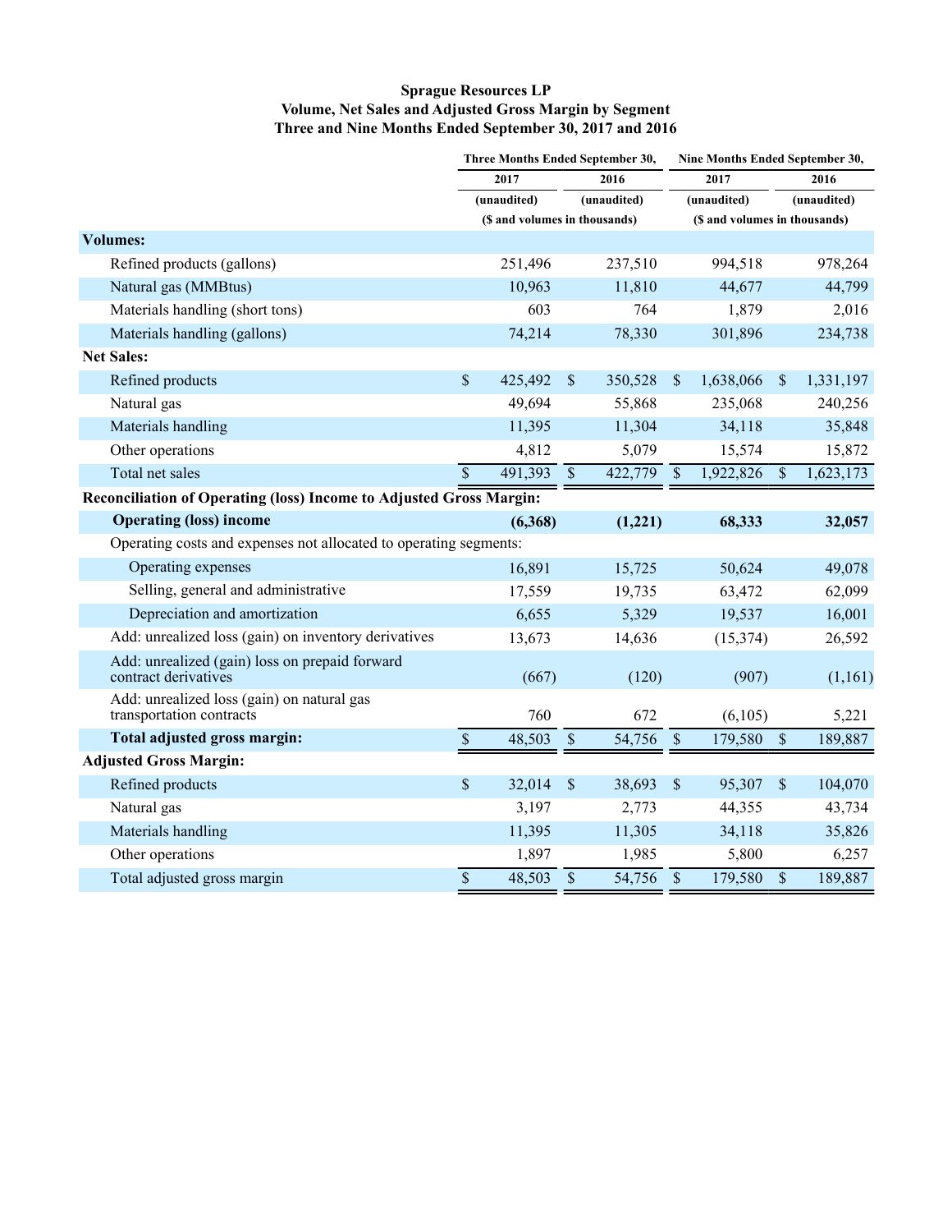**Sprague Resources LP**
**Volume, Net Sales and Adjusted Gross Margin by Segment**
**Three and Nine Months Ended September 30, 2017 and 2016**

| | Three Months Ended September 30, | | Nine Months Ended September 30, | |
|---|---|---|---|---|
| | 2017 | 2016 | 2017 | 2016 |
| | (unaudited) | (unaudited) | (unaudited) | (unaudited) |
| | ($ and volumes in thousands) | | ($ and volumes in thousands) | |
| **Volumes:** | | | | |
| Refined products (gallons) | 251,496 | 237,510 | 994,518 | 978,264 |
| Natural gas (MMBtus) | 10,963 | 11,810 | 44,677 | 44,799 |
| Materials handling (short tons) | 603 | 764 | 1,879 | 2,016 |
| Materials handling (gallons) | 74,214 | 78,330 | 301,896 | 234,738 |
| **Net Sales:** | | | | |
| Refined products | $ 425,492 | $ 350,528 | $ 1,638,066 | $ 1,331,197 |
| Natural gas | 49,694 | 55,868 | 235,068 | 240,256 |
| Materials handling | 11,395 | 11,304 | 34,118 | 35,848 |
| Other operations | 4,812 | 5,079 | 15,574 | 15,872 |
| Total net sales | $ 491,393 | $ 422,779 | $ 1,922,826 | $ 1,623,173 |
| **Reconciliation of Operating (loss) Income to Adjusted Gross Margin:** | | | | |
| **Operating (loss) income** | **(6,368)** | **(1,221)** | **68,333** | **32,057** |
| Operating costs and expenses not allocated to operating segments: | | | | |
| Operating expenses | 16,891 | 15,725 | 50,624 | 49,078 |
| Selling, general and administrative | 17,559 | 19,735 | 63,472 | 62,099 |
| Depreciation and amortization | 6,655 | 5,329 | 19,537 | 16,001 |
| Add: unrealized loss (gain) on inventory derivatives | 13,673 | 14,636 | (15,374) | 26,592 |
| Add: unrealized (gain) loss on prepaid forward contract derivatives | (667) | (120) | (907) | (1,161) |
| Add: unrealized loss (gain) on natural gas transportation contracts | 760 | 672 | (6,105) | 5,221 |
| **Total adjusted gross margin:** | $ 48,503 | $ 54,756 | $ 179,580 | $ 189,887 |
| **Adjusted Gross Margin:** | | | | |
| Refined products | $ 32,014 | $ 38,693 | $ 95,307 | $ 104,070 |
| Natural gas | 3,197 | 2,773 | 44,355 | 43,734 |
| Materials handling | 11,395 | 11,305 | 34,118 | 35,826 |
| Other operations | 1,897 | 1,985 | 5,800 | 6,257 |
| Total adjusted gross margin | $ 48,503 | $ 54,756 | $ 179,580 | $ 189,887 |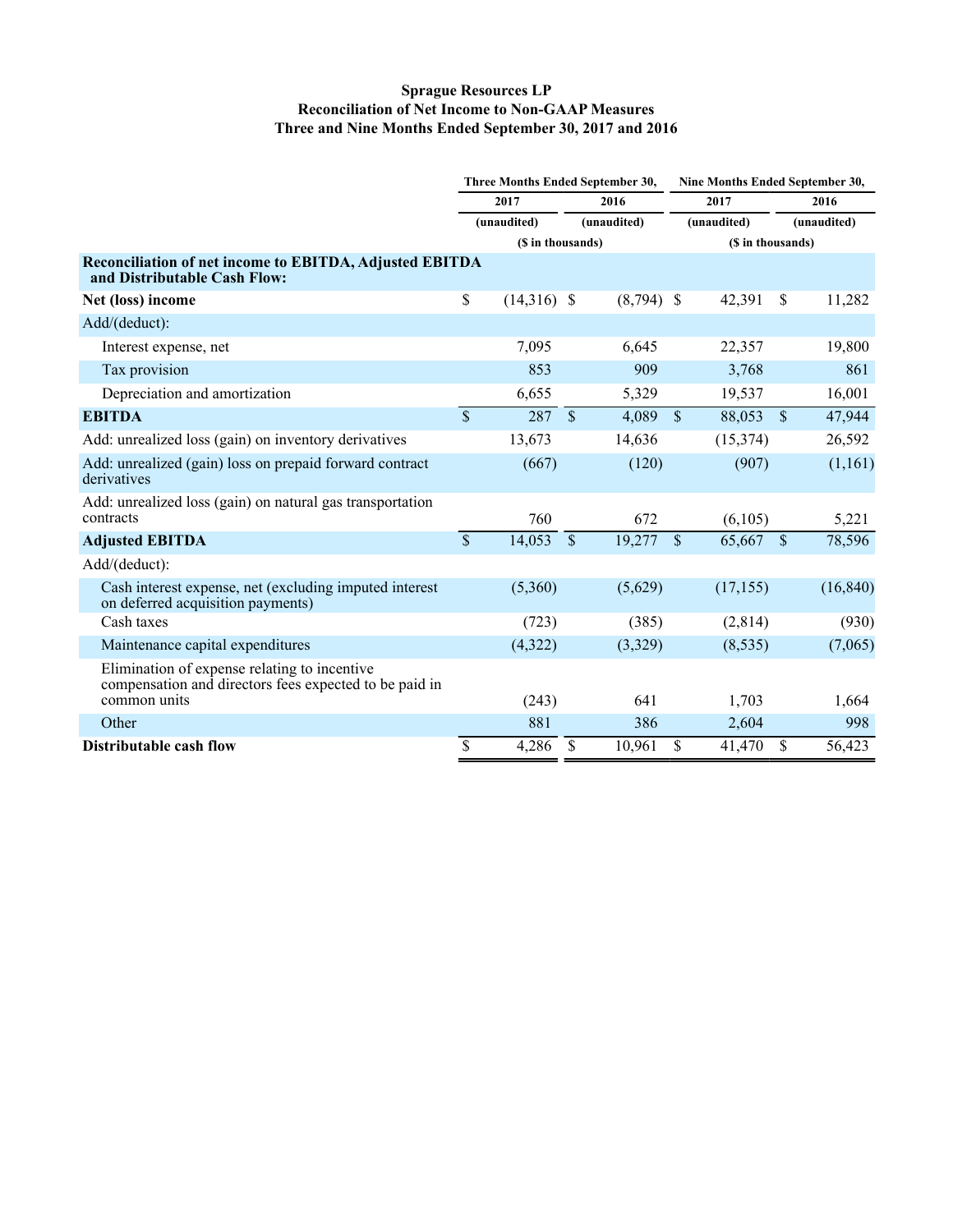**Sprague Resources LP**
**Reconciliation of Net Income to Non-GAAP Measures**
**Three and Nine Months Ended September 30, 2017 and 2016**

| | Three Months Ended September 30, | | Nine Months Ended September 30, | |
|---|---|---|---|---|
| | 2017 | 2016 | 2017 | 2016 |
| | (unaudited) | (unaudited) | (unaudited) | (unaudited) |
| | ($ in thousands) | | ($ in thousands) | |
| **Reconciliation of net income to EBITDA, Adjusted EBITDA and Distributable Cash Flow:** | | | | |
| **Net (loss) income** | $ (14,316) | $ (8,794) | $ 42,391 | $ 11,282 |
| Add/(deduct): | | | | |
| Interest expense, net | 7,095 | 6,645 | 22,357 | 19,800 |
| Tax provision | 853 | 909 | 3,768 | 861 |
| Depreciation and amortization | 6,655 | 5,329 | 19,537 | 16,001 |
| **EBITDA** | $ 287 | $ 4,089 | $ 88,053 | $ 47,944 |
| Add: unrealized loss (gain) on inventory derivatives | 13,673 | 14,636 | (15,374) | 26,592 |
| Add: unrealized (gain) loss on prepaid forward contract derivatives | (667) | (120) | (907) | (1,161) |
| Add: unrealized loss (gain) on natural gas transportation contracts | 760 | 672 | (6,105) | 5,221 |
| **Adjusted EBITDA** | $ 14,053 | $ 19,277 | $ 65,667 | $ 78,596 |
| Add/(deduct): | | | | |
| Cash interest expense, net (excluding imputed interest on deferred acquisition payments) | (5,360) | (5,629) | (17,155) | (16,840) |
| Cash taxes | (723) | (385) | (2,814) | (930) |
| Maintenance capital expenditures | (4,322) | (3,329) | (8,535) | (7,065) |
| Elimination of expense relating to incentive compensation and directors fees expected to be paid in common units | (243) | 641 | 1,703 | 1,664 |
| Other | 881 | 386 | 2,604 | 998 |
| **Distributable cash flow** | $ 4,286 | $ 10,961 | $ 41,470 | $ 56,423 |